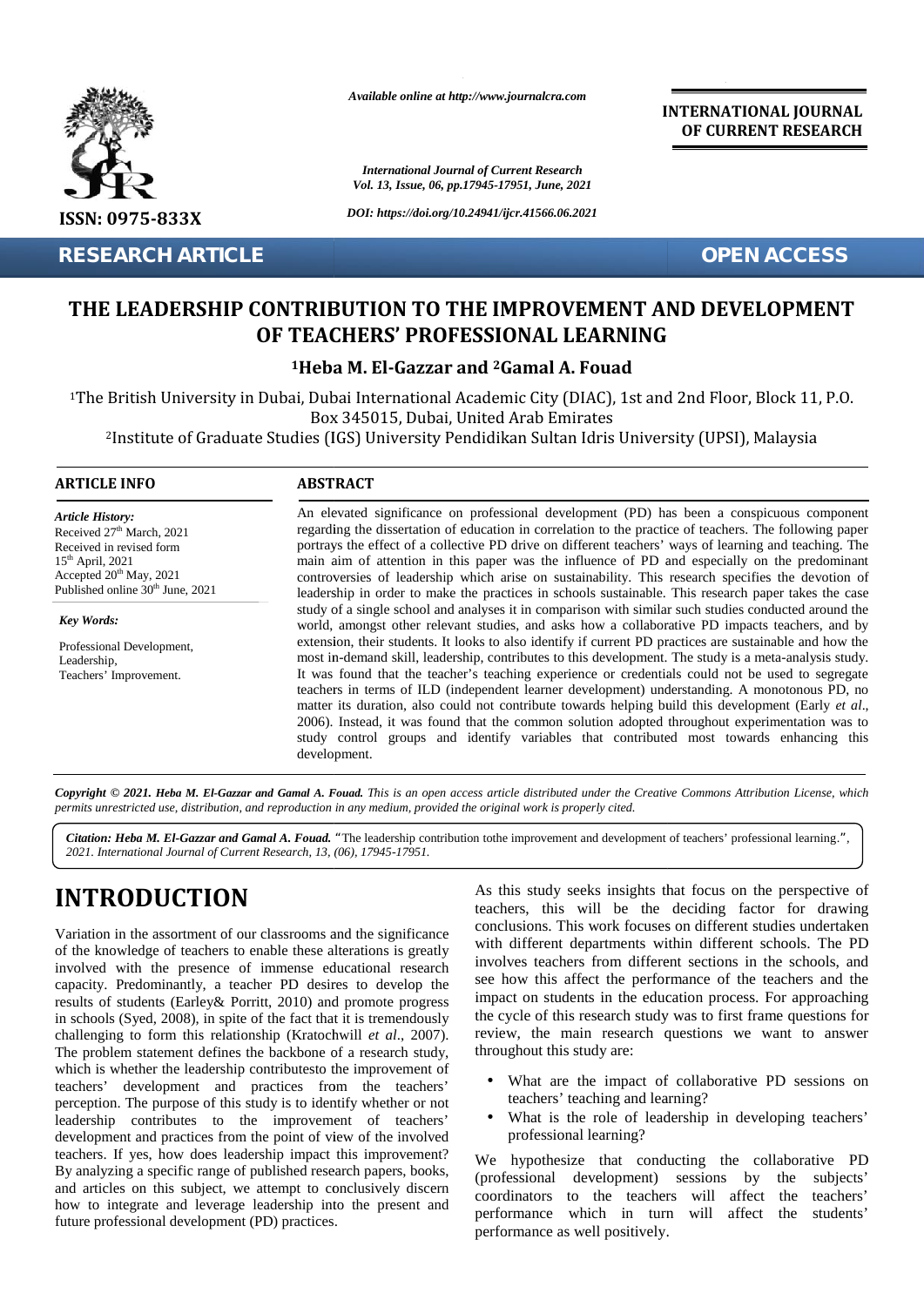*Available online at http://www.journalcra.com*

ISSN: 0975-833X

**INTERNATIONAL JOURNAL OF CURRENT RESEARCH**

*International Journal of Current Research Vol. 13, Issue, 06, pp.17945-17951, June, 2021*

*DOI: https://doi.org/10.24941/ijcr.41566.06.2021*

**RESEARCH ARTICLE** **OPEN ACCESS**

# THE LEADERSHIP CONTRIBUTION TO THE IMPROVEMENT AND DEVELOPMENT OF TEACHERS' PROFESSIONAL LEARNING

**[1]Heba M. El-Gazzar and [2]Gamal A. Fouad**

[1]The British University in Dubai, Dubai International Academic City (DIAC), 1st and 2nd Floor, Block 11, P.O. Box 345015, Dubai, United Arab Emirates

[2]Institute of Graduate Studies (IGS) University Pendidikan Sultan Idris University (UPSI), Malaysia

## ARTICLE INFO

***Article History:***

Received 27th March, 2021
Received in revised form
15th April, 2021
Accepted 20th May, 2021
Published online 30th June, 2021

***Key Words:***

Professional Development,
Leadership,
Teachers' Improvement.

## ABSTRACT

An elevated significance on professional development (PD) has been a conspicuous component regarding the dissertation of education in correlation to the practice of teachers. The following paper portrays the effect of a collective PD drive on different teachers' ways of learning and teaching. The main aim of attention in this paper was the influence of PD and especially on the predominant controversies of leadership which arise on sustainability. This research specifies the devotion of leadership in order to make the practices in schools sustainable. This research paper takes the case study of a single school and analyses it in comparison with similar such studies conducted around the world, amongst other relevant studies, and asks how a collaborative PD impacts teachers, and by extension, their students. It looks to also identify if current PD practices are sustainable and how the most in-demand skill, leadership, contributes to this development. The study is a meta-analysis study. It was found that the teacher's teaching experience or credentials could not be used to segregate teachers in terms of ILD (independent learner development) understanding. A monotonous PD, no matter its duration, also could not contribute towards helping build this development (Early *et al*., 2006). Instead, it was found that the common solution adopted throughout experimentation was to study control groups and identify variables that contributed most towards enhancing this development.

***Copyright © 2021. Heba M. El-Gazzar and Gamal A. Fouad.** This is an open access article distributed under the Creative Commons Attribution License, which permits unrestricted use, distribution, and reproduction in any medium, provided the original work is properly cited.*

***Citation: Heba M. El-Gazzar and Gamal A. Fouad.*** "The leadership contribution tothe improvement and development of teachers' professional learning.", *2021. International Journal of Current Research, 13, (06), 17945-17951.*

# INTRODUCTION

Variation in the assortment of our classrooms and the significance of the knowledge of teachers to enable these alterations is greatly involved with the presence of immense educational research capacity. Predominantly, a teacher PD desires to develop the results of students (Earley& Porritt, 2010) and promote progress in schools (Syed, 2008), in spite of the fact that it is tremendously challenging to form this relationship (Kratochwill *et al*., 2007). The problem statement defines the backbone of a research study, which is whether the leadership contributesto the improvement of teachers' development and practices from the teachers' perception. The purpose of this study is to identify whether or not leadership contributes to the improvement of teachers' development and practices from the point of view of the involved teachers. If yes, how does leadership impact this improvement? By analyzing a specific range of published research papers, books, and articles on this subject, we attempt to conclusively discern how to integrate and leverage leadership into the present and future professional development (PD) practices.

As this study seeks insights that focus on the perspective of teachers, this will be the deciding factor for drawing conclusions. This work focuses on different studies undertaken with different departments within different schools. The PD involves teachers from different sections in the schools, and see how this affect the performance of the teachers and the impact on students in the education process. For approaching the cycle of this research study was to first frame questions for review, the main research questions we want to answer throughout this study are:

- What are the impact of collaborative PD sessions on teachers' teaching and learning?
- What is the role of leadership in developing teachers' professional learning?

We hypothesize that conducting the collaborative PD (professional development) sessions by the subjects' coordinators to the teachers will affect the teachers' performance which in turn will affect the students' performance as well positively.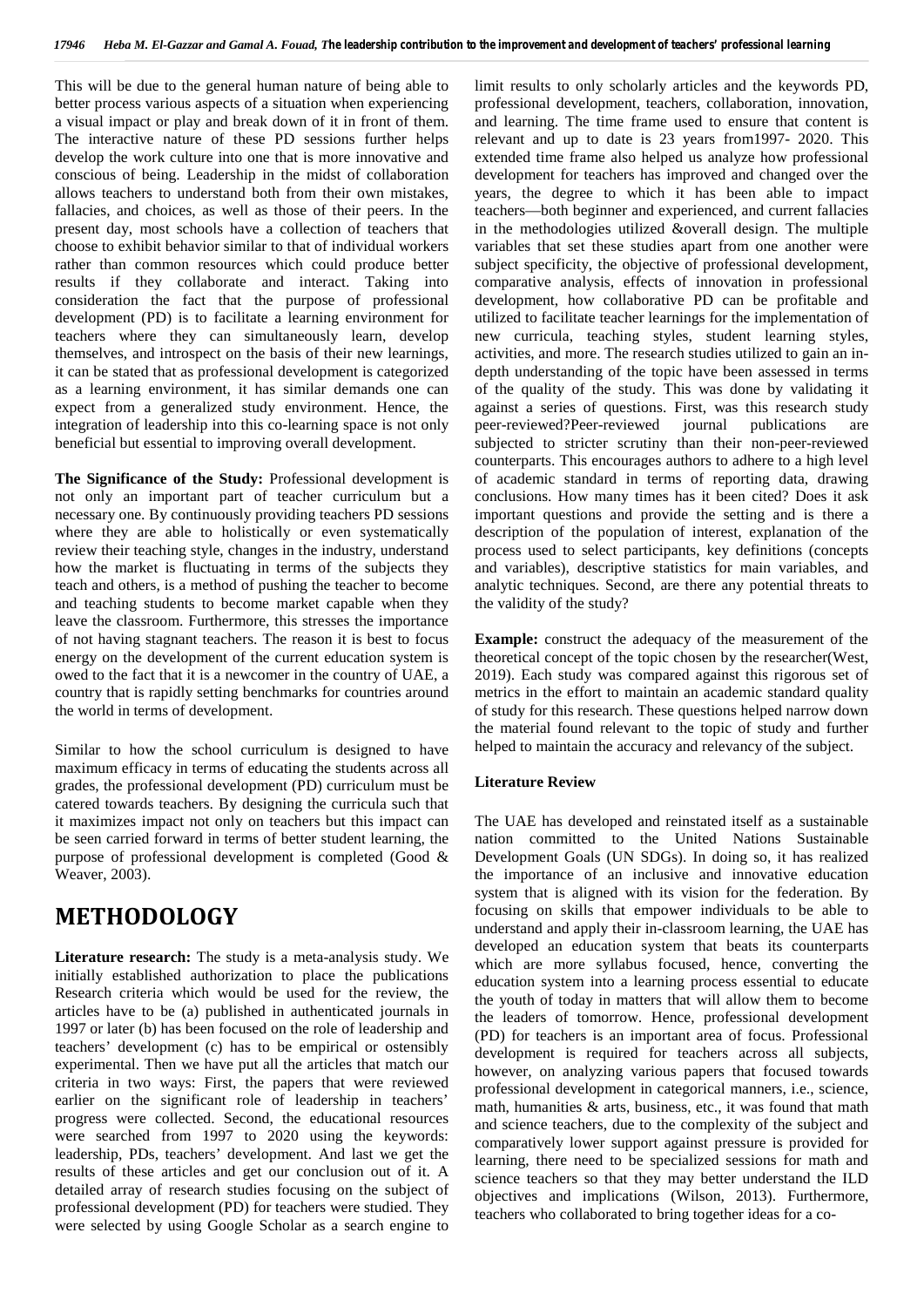This will be due to the general human nature of being able to better process various aspects of a situation when experiencing a visual impact or play and break down of it in front of them. The interactive nature of these PD sessions further helps develop the work culture into one that is more innovative and conscious of being. Leadership in the midst of collaboration allows teachers to understand both from their own mistakes, fallacies, and choices, as well as those of their peers. In the present day, most schools have a collection of teachers that choose to exhibit behavior similar to that of individual workers rather than common resources which could produce better results if they collaborate and interact. Taking into consideration the fact that the purpose of professional development (PD) is to facilitate a learning environment for teachers where they can simultaneously learn, develop themselves, and introspect on the basis of their new learnings, it can be stated that as professional development is categorized as a learning environment, it has similar demands one can expect from a generalized study environment. Hence, the integration of leadership into this co-learning space is not only beneficial but essential to improving overall development.

**The Significance of the Study:** Professional development is not only an important part of teacher curriculum but a necessary one. By continuously providing teachers PD sessions where they are able to holistically or even systematically review their teaching style, changes in the industry, understand how the market is fluctuating in terms of the subjects they teach and others, is a method of pushing the teacher to become and teaching students to become market capable when they leave the classroom. Furthermore, this stresses the importance of not having stagnant teachers. The reason it is best to focus energy on the development of the current education system is owed to the fact that it is a newcomer in the country of UAE, a country that is rapidly setting benchmarks for countries around the world in terms of development.

Similar to how the school curriculum is designed to have maximum efficacy in terms of educating the students across all grades, the professional development (PD) curriculum must be catered towards teachers. By designing the curricula such that it maximizes impact not only on teachers but this impact can be seen carried forward in terms of better student learning, the purpose of professional development is completed (Good & Weaver, 2003).

# METHODOLOGY

**Literature research:** The study is a meta-analysis study. We initially established authorization to place the publications Research criteria which would be used for the review, the articles have to be (a) published in authenticated journals in 1997 or later (b) has been focused on the role of leadership and teachers' development (c) has to be empirical or ostensibly experimental. Then we have put all the articles that match our criteria in two ways: First, the papers that were reviewed earlier on the significant role of leadership in teachers' progress were collected. Second, the educational resources were searched from 1997 to 2020 using the keywords: leadership, PDs, teachers' development. And last we get the results of these articles and get our conclusion out of it. A detailed array of research studies focusing on the subject of professional development (PD) for teachers were studied. They were selected by using Google Scholar as a search engine to limit results to only scholarly articles and the keywords PD, professional development, teachers, collaboration, innovation, and learning. The time frame used to ensure that content is relevant and up to date is 23 years from1997- 2020. This extended time frame also helped us analyze how professional development for teachers has improved and changed over the years, the degree to which it has been able to impact teachers—both beginner and experienced, and current fallacies in the methodologies utilized &overall design. The multiple variables that set these studies apart from one another were subject specificity, the objective of professional development, comparative analysis, effects of innovation in professional development, how collaborative PD can be profitable and utilized to facilitate teacher learnings for the implementation of new curricula, teaching styles, student learning styles, activities, and more. The research studies utilized to gain an in-depth understanding of the topic have been assessed in terms of the quality of the study. This was done by validating it against a series of questions. First, was this research study peer-reviewed?Peer-reviewed journal publications are subjected to stricter scrutiny than their non-peer-reviewed counterparts. This encourages authors to adhere to a high level of academic standard in terms of reporting data, drawing conclusions. How many times has it been cited? Does it ask important questions and provide the setting and is there a description of the population of interest, explanation of the process used to select participants, key definitions (concepts and variables), descriptive statistics for main variables, and analytic techniques. Second, are there any potential threats to the validity of the study?

**Example:** construct the adequacy of the measurement of the theoretical concept of the topic chosen by the researcher(West, 2019). Each study was compared against this rigorous set of metrics in the effort to maintain an academic standard quality of study for this research. These questions helped narrow down the material found relevant to the topic of study and further helped to maintain the accuracy and relevancy of the subject.

## Literature Review

The UAE has developed and reinstated itself as a sustainable nation committed to the United Nations Sustainable Development Goals (UN SDGs). In doing so, it has realized the importance of an inclusive and innovative education system that is aligned with its vision for the federation. By focusing on skills that empower individuals to be able to understand and apply their in-classroom learning, the UAE has developed an education system that beats its counterparts which are more syllabus focused, hence, converting the education system into a learning process essential to educate the youth of today in matters that will allow them to become the leaders of tomorrow. Hence, professional development (PD) for teachers is an important area of focus. Professional development is required for teachers across all subjects, however, on analyzing various papers that focused towards professional development in categorical manners, i.e., science, math, humanities & arts, business, etc., it was found that math and science teachers, due to the complexity of the subject and comparatively lower support against pressure is provided for learning, there need to be specialized sessions for math and science teachers so that they may better understand the ILD objectives and implications (Wilson, 2013). Furthermore, teachers who collaborated to bring together ideas for a co-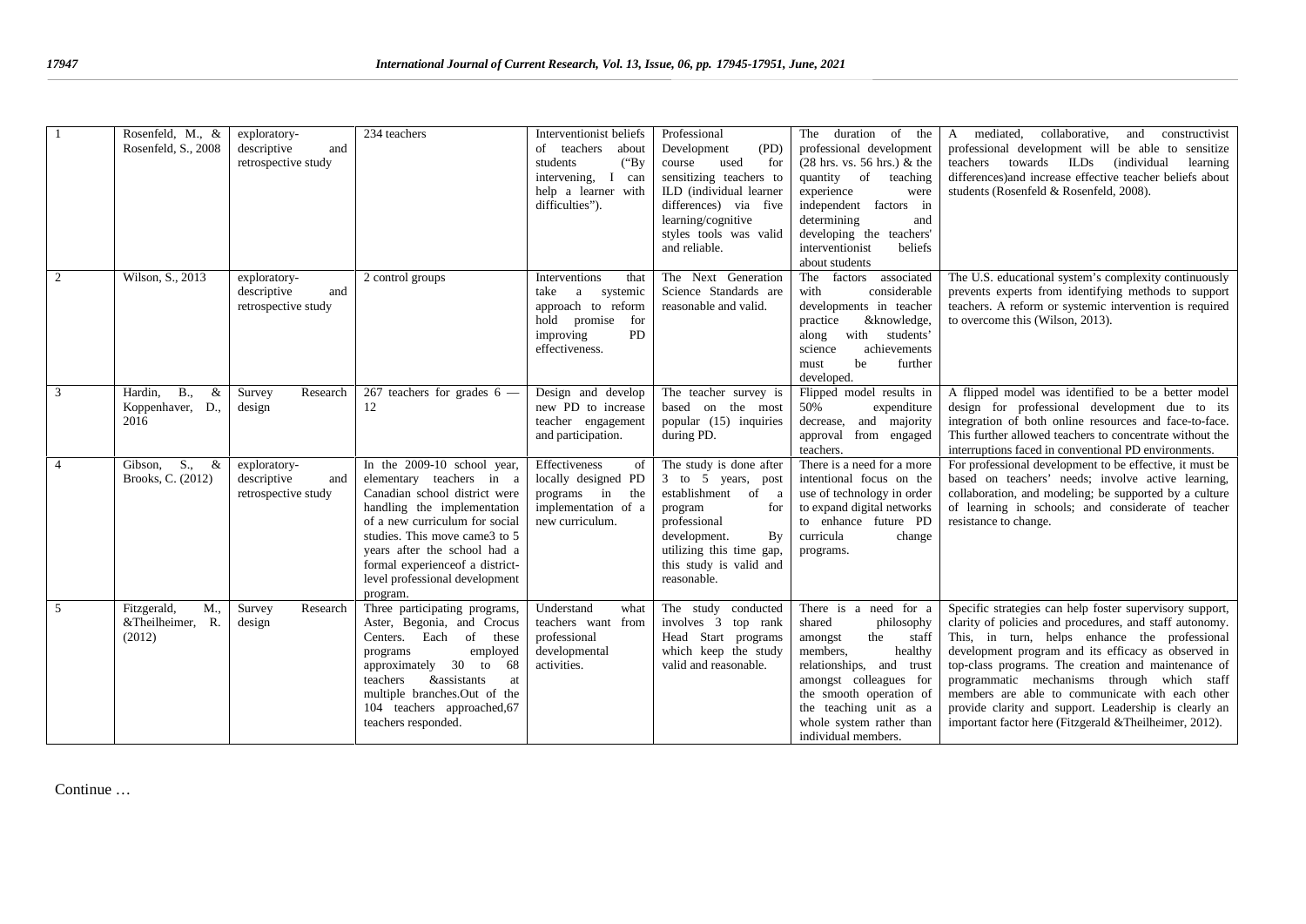| 1 | Rosenfeld, M., & Rosenfeld, S., 2008 | exploratory-descriptive and retrospective study | 234 teachers | Interventionist beliefs of teachers about students ("By intervening, I can help a learner with difficulties"). | Professional Development (PD) course used for sensitizing teachers to ILD (individual learner differences) via five learning/cognitive styles tools was valid and reliable. | The duration of the professional development (28 hrs. vs. 56 hrs.) & the quantity of teaching experience were independent factors in determining and developing the teachers' interventionist beliefs about students | A mediated, collaborative, and constructivist professional development will be able to sensitize teachers towards ILDs (individual learning differences)and increase effective teacher beliefs about students (Rosenfeld & Rosenfeld, 2008). |
|---|---|---|---|---|---|---|---|
| 2 | Wilson, S., 2013 | exploratory-descriptive and retrospective study | 2 control groups | Interventions that take a systemic approach to reform hold promise for improving PD effectiveness. | The Next Generation Science Standards are reasonable and valid. | The factors associated with considerable developments in teacher practice &knowledge, along with students' science achievements must be further developed. | The U.S. educational system's complexity continuously prevents experts from identifying methods to support teachers. A reform or systemic intervention is required to overcome this (Wilson, 2013). |
| 3 | Hardin, B., & Koppenhaver, D., 2016 | Survey Research design | 267 teachers for grades 6 — 12 | Design and develop new PD to increase teacher engagement and participation. | The teacher survey is based on the most popular (15) inquiries during PD. | Flipped model results in 50% expenditure decrease, and majority approval from engaged teachers. | A flipped model was identified to be a better model design for professional development due to its integration of both online resources and face-to-face. This further allowed teachers to concentrate without the interruptions faced in conventional PD environments. |
| 4 | Gibson, S., & Brooks, C. (2012) | exploratory-descriptive and retrospective study | In the 2009-10 school year, elementary teachers in a Canadian school district were handling the implementation of a new curriculum for social studies. This move came3 to 5 years after the school had a formal experienceof a district-level professional development program. | Effectiveness of locally designed PD programs in the implementation of a new curriculum. | The study is done after 3 to 5 years, post establishment of a program for professional development. By utilizing this time gap, this study is valid and reasonable. | There is a need for a more intentional focus on the use of technology in order to expand digital networks to enhance future PD curricula change programs. | For professional development to be effective, it must be based on teachers' needs; involve active learning, collaboration, and modeling; be supported by a culture of learning in schools; and considerate of teacher resistance to change. |
| 5 | Fitzgerald, M., &Theilheimer, R. (2012) | Survey Research design | Three participating programs, Aster, Begonia, and Crocus Centers. Each of these programs employed approximately 30 to 68 teachers &assistants at multiple branches.Out of the 104 teachers approached,67 teachers responded. | Understand what teachers want from professional developmental activities. | The study conducted involves 3 top rank Head Start programs which keep the study valid and reasonable. | There is a need for a shared philosophy amongst the staff members, healthy relationships, and trust amongst colleagues for the smooth operation of the teaching unit as a whole system rather than individual members. | Specific strategies can help foster supervisory support, clarity of policies and procedures, and staff autonomy. This, in turn, helps enhance the professional development program and its efficacy as observed in top-class programs. The creation and maintenance of programmatic mechanisms through which staff members are able to communicate with each other provide clarity and support. Leadership is clearly an important factor here (Fitzgerald &Theilheimer, 2012). |

Continue …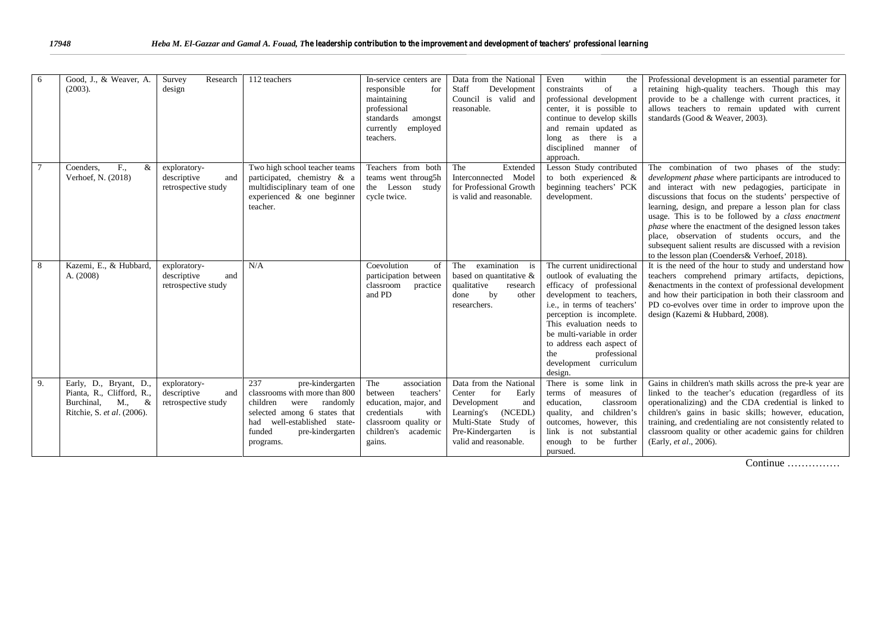| 6 | Good, J., & Weaver, A. (2003). | Survey Research design | 112 teachers | In-service centers are responsible for maintaining professional standards amongst currently employed teachers. | Data from the National Staff Development Council is valid and reasonable. | Even within the constraints of a professional development center, it is possible to continue to develop skills and remain updated as long as there is a disciplined manner of approach. | Professional development is an essential parameter for retaining high-quality teachers. Though this may provide to be a challenge with current practices, it allows teachers to remain updated with current standards (Good & Weaver, 2003). |
|---|---|---|---|---|---|---|---|
| 7 | Coenders, F., & Verhoef, N. (2018) | exploratory-descriptive and retrospective study | Two high school teacher teams participated, chemistry & a multidisciplinary team of one experienced & one beginner teacher. | Teachers from both teams went throug5h the Lesson study cycle twice. | The Extended Interconnected Model for Professional Growth is valid and reasonable. | Lesson Study contributed to both experienced & beginning teachers' PCK development. | The combination of two phases of the study: *development phase* where participants are introduced to and interact with new pedagogies, participate in discussions that focus on the students' perspective of learning, design, and prepare a lesson plan for class usage. This is to be followed by a *class enactment phase* where the enactment of the designed lesson takes place, observation of students occurs, and the subsequent salient results are discussed with a revision to the lesson plan (Coenders& Verhoef, 2018). |
| 8 | Kazemi, E., & Hubbard, A. (2008) | exploratory-descriptive and retrospective study | N/A | Coevolution of participation between classroom practice and PD | The examination is based on quantitative & qualitative research done by other researchers. | The current unidirectional outlook of evaluating the efficacy of professional development to teachers, i.e., in terms of teachers' perception is incomplete. This evaluation needs to be multi-variable in order to address each aspect of the professional development curriculum design. | It is the need of the hour to study and understand how teachers comprehend primary artifacts, depictions, &enactments in the context of professional development and how their participation in both their classroom and PD co-evolves over time in order to improve upon the design (Kazemi & Hubbard, 2008). |
| 9. | Early, D., Bryant, D., Pianta, R., Clifford, R., Burchinal, M., & Ritchie, S. *et al*. (2006). | exploratory-descriptive and retrospective study | 237 pre-kindergarten classrooms with more than 800 children were randomly selected among 6 states that had well-established state-funded pre-kindergarten programs. | The association between teachers' education, major, and credentials with classroom quality or children's academic gains. | Data from the National Center for Early Development and Learning's (NCEDL) Multi-State Study of Pre-Kindergarten is valid and reasonable. | There is some link in terms of measures of education, classroom quality, and children's outcomes, however, this link is not substantial enough to be further pursued. | Gains in children's math skills across the pre-k year are linked to the teacher's education (regardless of its operationalizing) and the CDA credential is linked to children's gains in basic skills; however, education, training, and credentialing are not consistently related to classroom quality or other academic gains for children (Early, *et al*., 2006). |

Continue ……………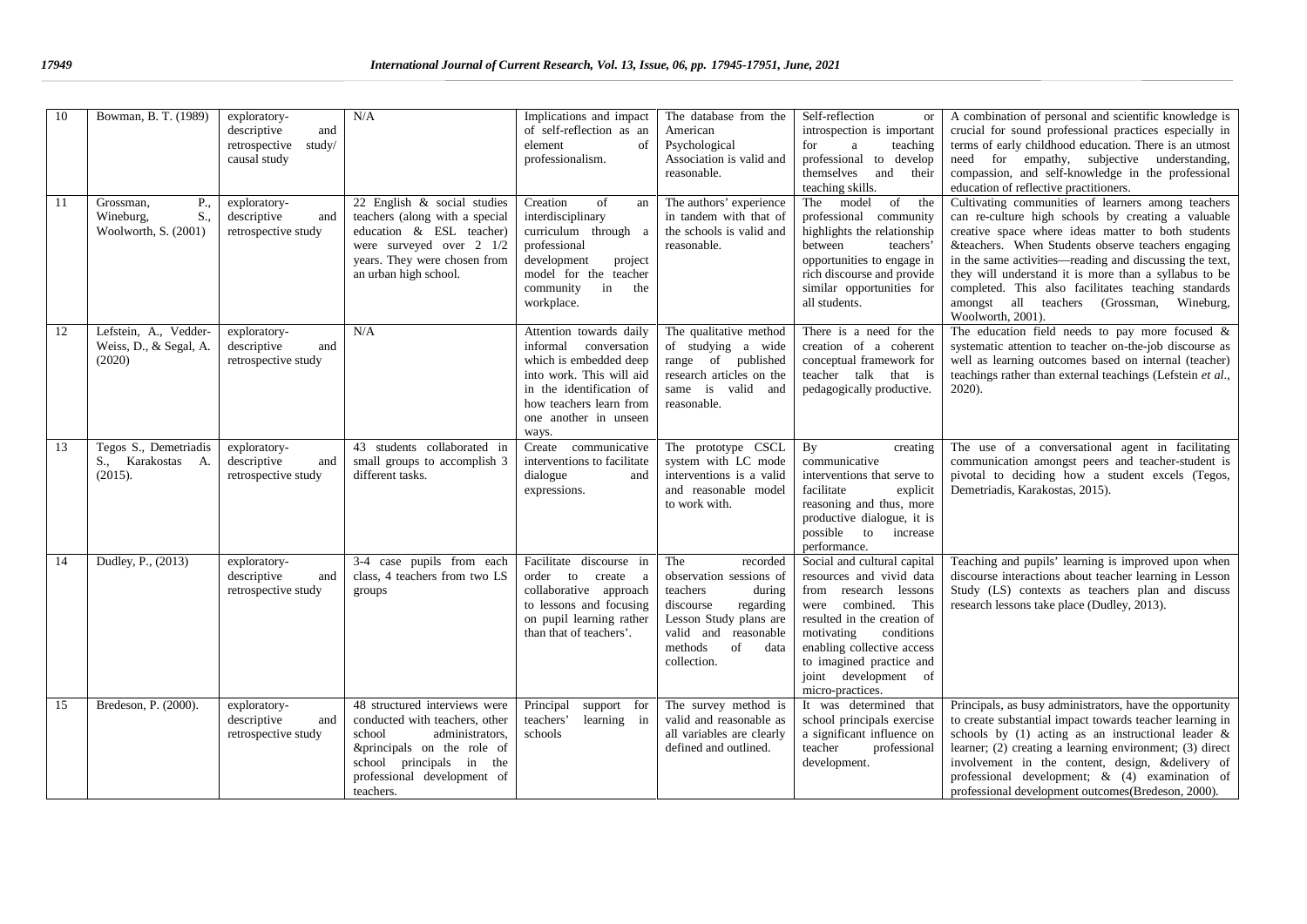| 10 | Bowman, B. T. (1989) | exploratory-descriptive and retrospective study/ causal study | N/A | Implications and impact of self-reflection as an element of professionalism. | The database from the American Psychological Association is valid and reasonable. | Self-reflection or introspection is important for a teaching professional to develop themselves and their teaching skills. | A combination of personal and scientific knowledge is crucial for sound professional practices especially in terms of early childhood education. There is an utmost need for empathy, subjective understanding, compassion, and self-knowledge in the professional education of reflective practitioners. |
|---|---|---|---|---|---|---|---|
| 11 | Grossman, P., Wineburg, S., Woolworth, S. (2001) | exploratory-descriptive and retrospective study | 22 English & social studies teachers (along with a special education & ESL teacher) were surveyed over 2 1/2 years. They were chosen from an urban high school. | Creation of an interdisciplinary curriculum through a professional development project model for the teacher community in the workplace. | The authors' experience in tandem with that of the schools is valid and reasonable. | The model of the professional community highlights the relationship between teachers' opportunities to engage in rich discourse and provide similar opportunities for all students. | Cultivating communities of learners among teachers can re-culture high schools by creating a valuable creative space where ideas matter to both students &teachers. When Students observe teachers engaging in the same activities—reading and discussing the text, they will understand it is more than a syllabus to be completed. This also facilitates teaching standards amongst all teachers (Grossman, Wineburg, Woolworth, 2001). |
| 12 | Lefstein, A., Vedder-Weiss, D., & Segal, A. (2020) | exploratory-descriptive and retrospective study | N/A | Attention towards daily informal conversation which is embedded deep into work. This will aid in the identification of how teachers learn from one another in unseen ways. | The qualitative method of studying a wide range of published research articles on the same is valid and reasonable. | There is a need for the creation of a coherent conceptual framework for teacher talk that is pedagogically productive. | The education field needs to pay more focused & systematic attention to teacher on-the-job discourse as well as learning outcomes based on internal (teacher) teachings rather than external teachings (Lefstein *et al.*, 2020). |
| 13 | Tegos S., Demetriadis S., Karakostas A. (2015). | exploratory-descriptive and retrospective study | 43 students collaborated in small groups to accomplish 3 different tasks. | Create communicative interventions to facilitate dialogue and expressions. | The prototype CSCL system with LC mode interventions is a valid and reasonable model to work with. | By creating communicative interventions that serve to facilitate explicit reasoning and thus, more productive dialogue, it is possible to increase performance. | The use of a conversational agent in facilitating communication amongst peers and teacher-student is pivotal to deciding how a student excels (Tegos, Demetriadis, Karakostas, 2015). |
| 14 | Dudley, P., (2013) | exploratory-descriptive and retrospective study | 3-4 case pupils from each class, 4 teachers from two LS groups | Facilitate discourse in order to create a collaborative approach to lessons and focusing on pupil learning rather than that of teachers'. | The recorded observation sessions of teachers during discourse regarding Lesson Study plans are valid and reasonable methods of data collection. | Social and cultural capital resources and vivid data from research lessons were combined. This resulted in the creation of motivating conditions enabling collective access to imagined practice and joint development of micro-practices. | Teaching and pupils' learning is improved upon when discourse interactions about teacher learning in Lesson Study (LS) contexts as teachers plan and discuss research lessons take place (Dudley, 2013). |
| 15 | Bredeson, P. (2000). | exploratory-descriptive and retrospective study | 48 structured interviews were conducted with teachers, other school administrators, &principals on the role of school principals in the professional development of teachers. | Principal support for teachers' learning in schools | The survey method is valid and reasonable as all variables are clearly defined and outlined. | It was determined that school principals exercise a significant influence on teacher professional development. | Principals, as busy administrators, have the opportunity to create substantial impact towards teacher learning in schools by (1) acting as an instructional leader & learner; (2) creating a learning environment; (3) direct involvement in the content, design, &delivery of professional development; & (4) examination of professional development outcomes(Bredeson, 2000). |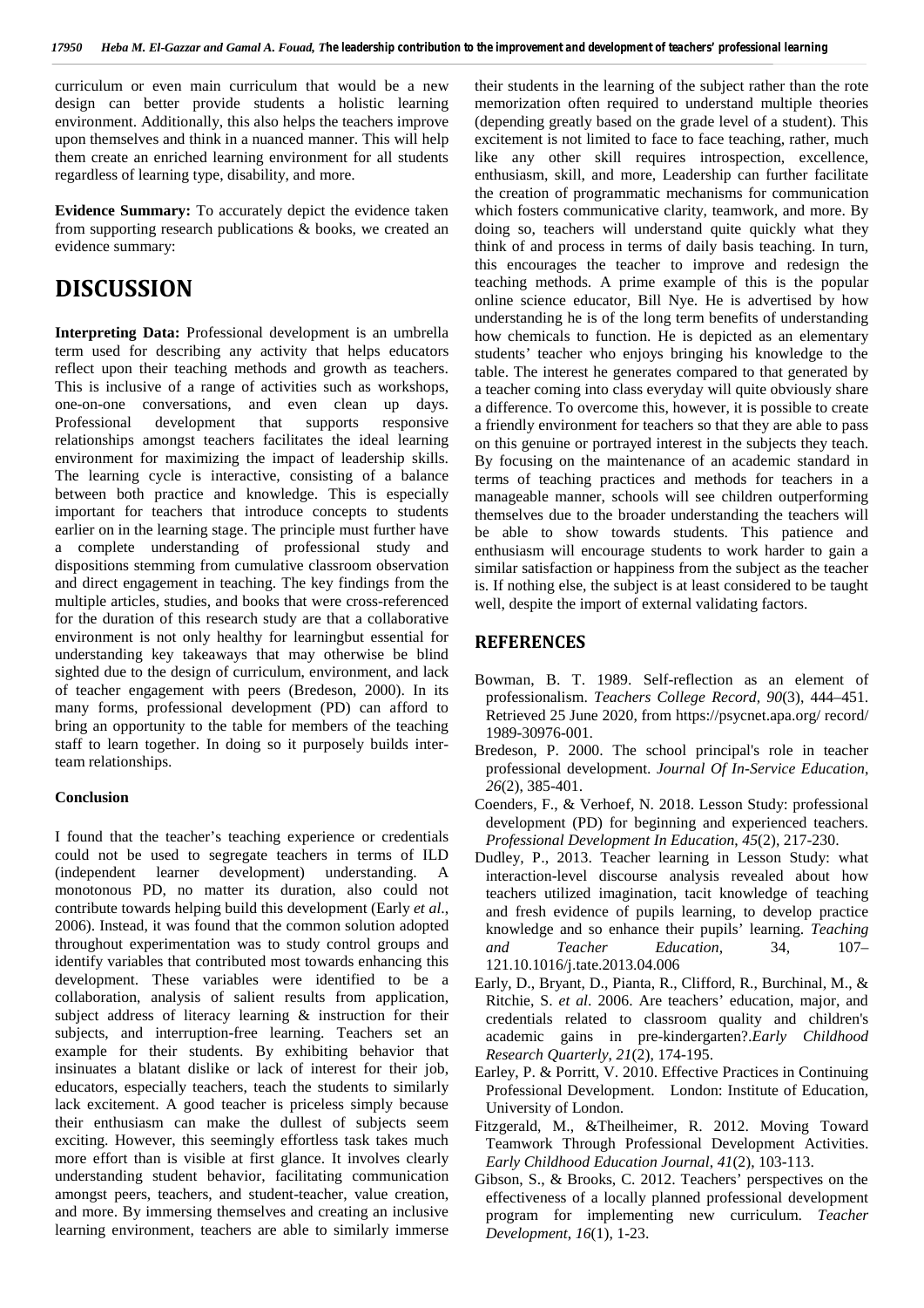curriculum or even main curriculum that would be a new design can better provide students a holistic learning environment. Additionally, this also helps the teachers improve upon themselves and think in a nuanced manner. This will help them create an enriched learning environment for all students regardless of learning type, disability, and more.

**Evidence Summary:** To accurately depict the evidence taken from supporting research publications & books, we created an evidence summary:

# DISCUSSION

**Interpreting Data:** Professional development is an umbrella term used for describing any activity that helps educators reflect upon their teaching methods and growth as teachers. This is inclusive of a range of activities such as workshops, one-on-one conversations, and even clean up days. Professional development that supports responsive relationships amongst teachers facilitates the ideal learning environment for maximizing the impact of leadership skills. The learning cycle is interactive, consisting of a balance between both practice and knowledge. This is especially important for teachers that introduce concepts to students earlier on in the learning stage. The principle must further have a complete understanding of professional study and dispositions stemming from cumulative classroom observation and direct engagement in teaching. The key findings from the multiple articles, studies, and books that were cross-referenced for the duration of this research study are that a collaborative environment is not only healthy for learningbut essential for understanding key takeaways that may otherwise be blind sighted due to the design of curriculum, environment, and lack of teacher engagement with peers (Bredeson, 2000). In its many forms, professional development (PD) can afford to bring an opportunity to the table for members of the teaching staff to learn together. In doing so it purposely builds inter-team relationships.

### Conclusion

I found that the teacher's teaching experience or credentials could not be used to segregate teachers in terms of ILD (independent learner development) understanding. A monotonous PD, no matter its duration, also could not contribute towards helping build this development (Early *et al*., 2006). Instead, it was found that the common solution adopted throughout experimentation was to study control groups and identify variables that contributed most towards enhancing this development. These variables were identified to be a collaboration, analysis of salient results from application, subject address of literacy learning & instruction for their subjects, and interruption-free learning. Teachers set an example for their students. By exhibiting behavior that insinuates a blatant dislike or lack of interest for their job, educators, especially teachers, teach the students to similarly lack excitement. A good teacher is priceless simply because their enthusiasm can make the dullest of subjects seem exciting. However, this seemingly effortless task takes much more effort than is visible at first glance. It involves clearly understanding student behavior, facilitating communication amongst peers, teachers, and student-teacher, value creation, and more. By immersing themselves and creating an inclusive learning environment, teachers are able to similarly immerse their students in the learning of the subject rather than the rote memorization often required to understand multiple theories (depending greatly based on the grade level of a student). This excitement is not limited to face to face teaching, rather, much like any other skill requires introspection, excellence, enthusiasm, skill, and more, Leadership can further facilitate the creation of programmatic mechanisms for communication which fosters communicative clarity, teamwork, and more. By doing so, teachers will understand quite quickly what they think of and process in terms of daily basis teaching. In turn, this encourages the teacher to improve and redesign the teaching methods. A prime example of this is the popular online science educator, Bill Nye. He is advertised by how understanding he is of the long term benefits of understanding how chemicals to function. He is depicted as an elementary students' teacher who enjoys bringing his knowledge to the table. The interest he generates compared to that generated by a teacher coming into class everyday will quite obviously share a difference. To overcome this, however, it is possible to create a friendly environment for teachers so that they are able to pass on this genuine or portrayed interest in the subjects they teach. By focusing on the maintenance of an academic standard in terms of teaching practices and methods for teachers in a manageable manner, schools will see children outperforming themselves due to the broader understanding the teachers will be able to show towards students. This patience and enthusiasm will encourage students to work harder to gain a similar satisfaction or happiness from the subject as the teacher is. If nothing else, the subject is at least considered to be taught well, despite the import of external validating factors.

## REFERENCES

Bowman, B. T. 1989. Self-reflection as an element of professionalism. *Teachers College Record, 90*(3), 444–451. Retrieved 25 June 2020, from https://psycnet.apa.org/ record/ 1989-30976-001.

Bredeson, P. 2000. The school principal's role in teacher professional development. *Journal Of In-Service Education, 26*(2), 385-401.

Coenders, F., & Verhoef, N. 2018. Lesson Study: professional development (PD) for beginning and experienced teachers. *Professional Development In Education, 45*(2), 217-230.

Dudley, P., 2013. Teacher learning in Lesson Study: what interaction-level discourse analysis revealed about how teachers utilized imagination, tacit knowledge of teaching and fresh evidence of pupils learning, to develop practice knowledge and so enhance their pupils' learning. *Teaching and Teacher Education*, 34, 107–121.10.1016/j.tate.2013.04.006

Early, D., Bryant, D., Pianta, R., Clifford, R., Burchinal, M., & Ritchie, S. *et al*. 2006. Are teachers' education, major, and credentials related to classroom quality and children's academic gains in pre-kindergarten?.*Early Childhood Research Quarterly, 21*(2), 174-195.

Earley, P. & Porritt, V. 2010. Effective Practices in Continuing Professional Development. London: Institute of Education, University of London.

Fitzgerald, M., &Theilheimer, R. 2012. Moving Toward Teamwork Through Professional Development Activities. *Early Childhood Education Journal, 41*(2), 103-113.

Gibson, S., & Brooks, C. 2012. Teachers' perspectives on the effectiveness of a locally planned professional development program for implementing new curriculum. *Teacher Development, 16*(1), 1-23.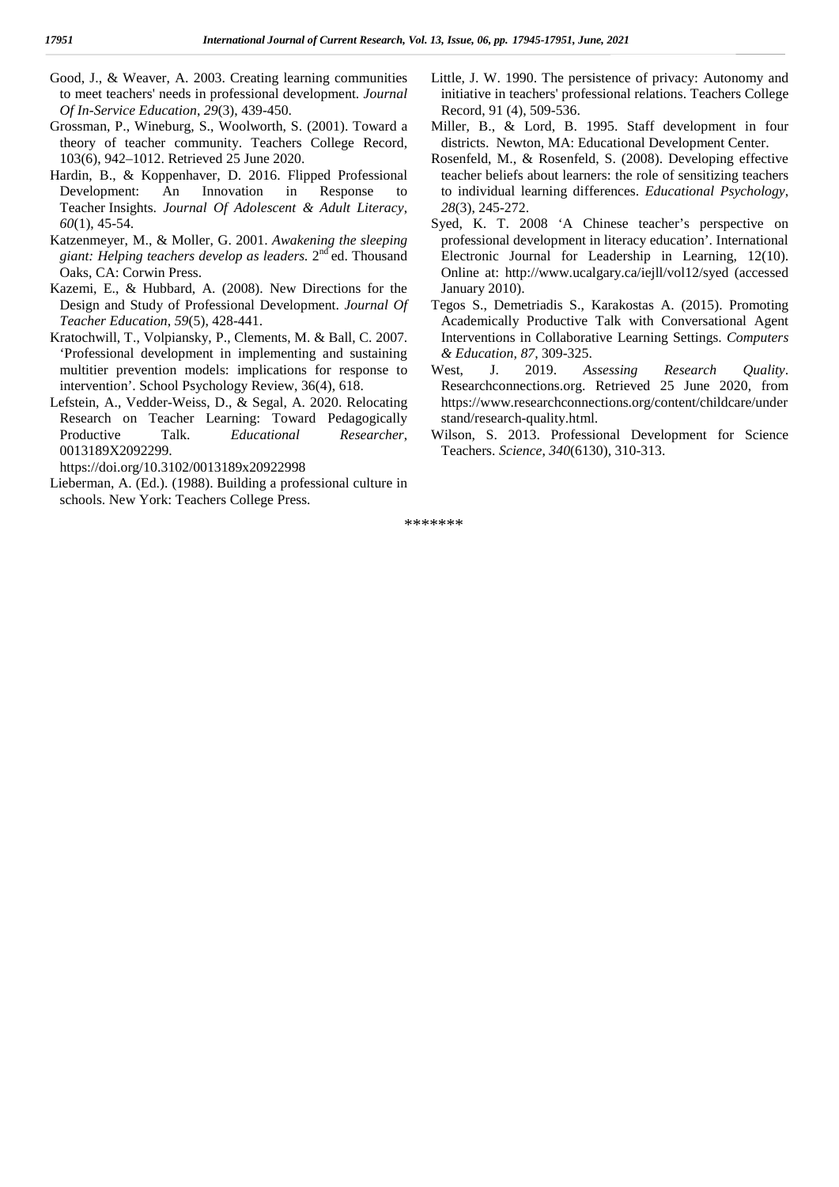Good, J., & Weaver, A. 2003. Creating learning communities to meet teachers' needs in professional development. *Journal Of In-Service Education*, *29*(3), 439-450.

Grossman, P., Wineburg, S., Woolworth, S. (2001). Toward a theory of teacher community. Teachers College Record, 103(6), 942–1012. Retrieved 25 June 2020.

Hardin, B., & Koppenhaver, D. 2016. Flipped Professional Development: An Innovation in Response to Teacher Insights. *Journal Of Adolescent & Adult Literacy*, *60*(1), 45-54.

Katzenmeyer, M., & Moller, G. 2001. *Awakening the sleeping giant: Helping teachers develop as leaders.* 2nd ed. Thousand Oaks, CA: Corwin Press.

Kazemi, E., & Hubbard, A. (2008). New Directions for the Design and Study of Professional Development. *Journal Of Teacher Education*, *59*(5), 428-441.

Kratochwill, T., Volpiansky, P., Clements, M. & Ball, C. 2007. 'Professional development in implementing and sustaining multitier prevention models: implications for response to intervention'. School Psychology Review, 36(4), 618.

Lefstein, A., Vedder-Weiss, D., & Segal, A. 2020. Relocating Research on Teacher Learning: Toward Pedagogically Productive Talk. *Educational Researcher*, 0013189X2092299. https://doi.org/10.3102/0013189x20922998

Lieberman, A. (Ed.). (1988). Building a professional culture in schools. New York: Teachers College Press.

Little, J. W. 1990. The persistence of privacy: Autonomy and initiative in teachers' professional relations. Teachers College Record, 91 (4), 509-536.

Miller, B., & Lord, B. 1995. Staff development in four districts. Newton, MA: Educational Development Center.

Rosenfeld, M., & Rosenfeld, S. (2008). Developing effective teacher beliefs about learners: the role of sensitizing teachers to individual learning differences. *Educational Psychology*, *28*(3), 245-272.

Syed, K. T. 2008 'A Chinese teacher's perspective on professional development in literacy education'. International Electronic Journal for Leadership in Learning, 12(10). Online at: http://www.ucalgary.ca/iejll/vol12/syed (accessed January 2010).

Tegos S., Demetriadis S., Karakostas A. (2015). Promoting Academically Productive Talk with Conversational Agent Interventions in Collaborative Learning Settings. *Computers & Education, 87*, 309-325.

West, J. 2019. *Assessing Research Quality*. Researchconnections.org. Retrieved 25 June 2020, from https://www.researchconnections.org/content/childcare/understand/research-quality.html.

Wilson, S. 2013. Professional Development for Science Teachers. *Science*, *340*(6130), 310-313.

*******